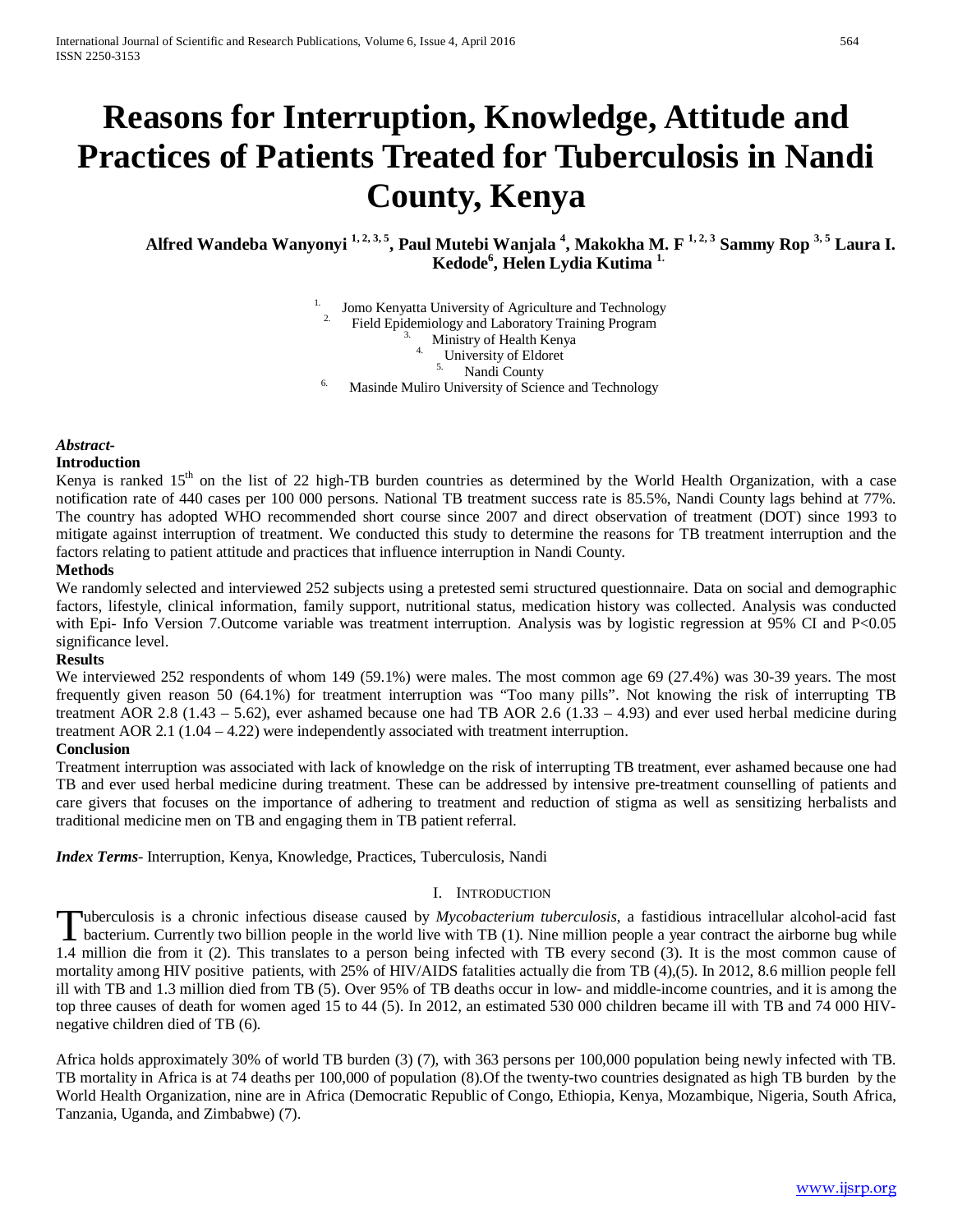# Reasons for Interruption, Knowledge, Attitude and Practices of Patients Treated for Tuberculosis in Nandi County, Kenya

**Alfred Wandeba Wanyonyi [1, 2, 3, 5], Paul Mutebi Wanjala [4], Makokha M. F [1, 2, 3] Sammy Rop [3, 5] Laura I. Kedode[6], Helen Lydia Kutima [1.]**

1. Jomo Kenyatta University of Agriculture and Technology
2. Field Epidemiology and Laboratory Training Program
3. Ministry of Health Kenya
4. University of Eldoret
5. Nandi County
6. Masinde Muliro University of Science and Technology

***Abstract-***

**Introduction**

Kenya is ranked 15th on the list of 22 high-TB burden countries as determined by the World Health Organization, with a case notification rate of 440 cases per 100 000 persons. National TB treatment success rate is 85.5%, Nandi County lags behind at 77%. The country has adopted WHO recommended short course since 2007 and direct observation of treatment (DOT) since 1993 to mitigate against interruption of treatment. We conducted this study to determine the reasons for TB treatment interruption and the factors relating to patient attitude and practices that influence interruption in Nandi County.

**Methods**

We randomly selected and interviewed 252 subjects using a pretested semi structured questionnaire. Data on social and demographic factors, lifestyle, clinical information, family support, nutritional status, medication history was collected. Analysis was conducted with Epi- Info Version 7.Outcome variable was treatment interruption. Analysis was by logistic regression at 95% CI and $P<0.05$ significance level.

**Results**

We interviewed 252 respondents of whom 149 (59.1%) were males. The most common age 69 (27.4%) was 30-39 years. The most frequently given reason 50 (64.1%) for treatment interruption was "Too many pills". Not knowing the risk of interrupting TB treatment AOR 2.8 (1.43 – 5.62), ever ashamed because one had TB AOR 2.6 (1.33 – 4.93) and ever used herbal medicine during treatment AOR 2.1 (1.04 – 4.22) were independently associated with treatment interruption.

**Conclusion**

Treatment interruption was associated with lack of knowledge on the risk of interrupting TB treatment, ever ashamed because one had TB and ever used herbal medicine during treatment. These can be addressed by intensive pre-treatment counselling of patients and care givers that focuses on the importance of adhering to treatment and reduction of stigma as well as sensitizing herbalists and traditional medicine men on TB and engaging them in TB patient referral.

***Index Terms***- Interruption, Kenya, Knowledge, Practices, Tuberculosis, Nandi

## I. Introduction

Tuberculosis is a chronic infectious disease caused by *Mycobacterium tuberculosis*, a fastidious intracellular alcohol-acid fast bacterium. Currently two billion people in the world live with TB (1). Nine million people a year contract the airborne bug while 1.4 million die from it (2). This translates to a person being infected with TB every second (3). It is the most common cause of mortality among HIV positive patients, with 25% of HIV/AIDS fatalities actually die from TB (4),(5). In 2012, 8.6 million people fell ill with TB and 1.3 million died from TB (5). Over 95% of TB deaths occur in low- and middle-income countries, and it is among the top three causes of death for women aged 15 to 44 (5). In 2012, an estimated 530 000 children became ill with TB and 74 000 HIV-negative children died of TB (6).

Africa holds approximately 30% of world TB burden (3) (7), with 363 persons per 100,000 population being newly infected with TB. TB mortality in Africa is at 74 deaths per 100,000 of population (8).Of the twenty-two countries designated as high TB burden by the World Health Organization, nine are in Africa (Democratic Republic of Congo, Ethiopia, Kenya, Mozambique, Nigeria, South Africa, Tanzania, Uganda, and Zimbabwe) (7).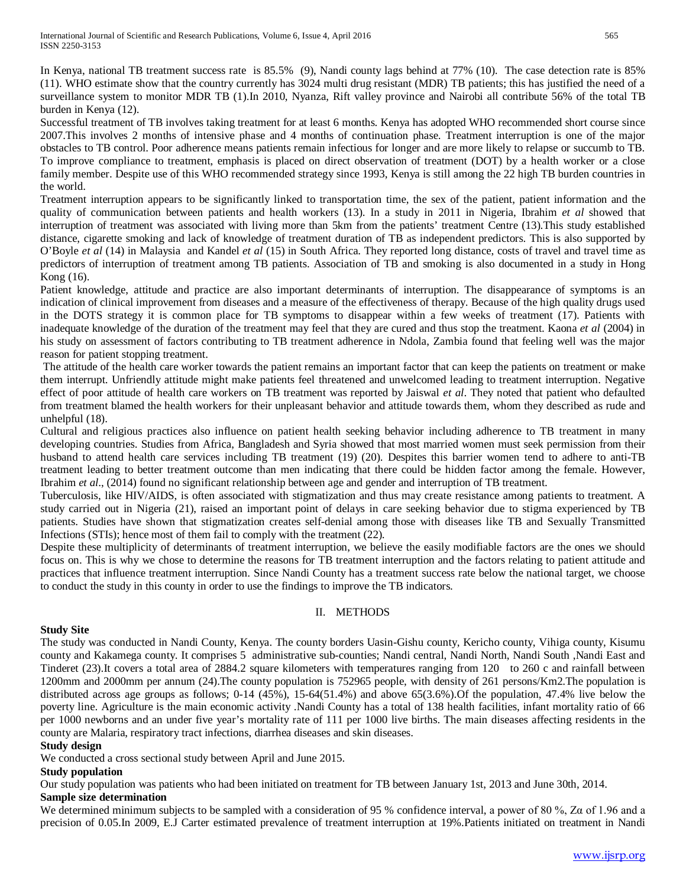In Kenya, national TB treatment success rate is 85.5% (9), Nandi county lags behind at 77% (10). The case detection rate is 85% (11). WHO estimate show that the country currently has 3024 multi drug resistant (MDR) TB patients; this has justified the need of a surveillance system to monitor MDR TB (1).In 2010, Nyanza, Rift valley province and Nairobi all contribute 56% of the total TB burden in Kenya (12).

Successful treatment of TB involves taking treatment for at least 6 months. Kenya has adopted WHO recommended short course since 2007.This involves 2 months of intensive phase and 4 months of continuation phase. Treatment interruption is one of the major obstacles to TB control. Poor adherence means patients remain infectious for longer and are more likely to relapse or succumb to TB. To improve compliance to treatment, emphasis is placed on direct observation of treatment (DOT) by a health worker or a close family member. Despite use of this WHO recommended strategy since 1993, Kenya is still among the 22 high TB burden countries in the world.

Treatment interruption appears to be significantly linked to transportation time, the sex of the patient, patient information and the quality of communication between patients and health workers (13). In a study in 2011 in Nigeria, Ibrahim *et al* showed that interruption of treatment was associated with living more than 5km from the patients' treatment Centre (13).This study established distance, cigarette smoking and lack of knowledge of treatment duration of TB as independent predictors. This is also supported by O'Boyle *et al* (14) in Malaysia and Kandel *et al* (15) in South Africa. They reported long distance, costs of travel and travel time as predictors of interruption of treatment among TB patients. Association of TB and smoking is also documented in a study in Hong Kong (16).

Patient knowledge, attitude and practice are also important determinants of interruption. The disappearance of symptoms is an indication of clinical improvement from diseases and a measure of the effectiveness of therapy. Because of the high quality drugs used in the DOTS strategy it is common place for TB symptoms to disappear within a few weeks of treatment (17). Patients with inadequate knowledge of the duration of the treatment may feel that they are cured and thus stop the treatment. Kaona *et al* (2004) in his study on assessment of factors contributing to TB treatment adherence in Ndola, Zambia found that feeling well was the major reason for patient stopping treatment.

The attitude of the health care worker towards the patient remains an important factor that can keep the patients on treatment or make them interrupt. Unfriendly attitude might make patients feel threatened and unwelcomed leading to treatment interruption. Negative effect of poor attitude of health care workers on TB treatment was reported by Jaiswal *et al*. They noted that patient who defaulted from treatment blamed the health workers for their unpleasant behavior and attitude towards them, whom they described as rude and unhelpful (18).

Cultural and religious practices also influence on patient health seeking behavior including adherence to TB treatment in many developing countries. Studies from Africa, Bangladesh and Syria showed that most married women must seek permission from their husband to attend health care services including TB treatment (19) (20). Despites this barrier women tend to adhere to anti-TB treatment leading to better treatment outcome than men indicating that there could be hidden factor among the female. However, Ibrahim *et al*., (2014) found no significant relationship between age and gender and interruption of TB treatment.

Tuberculosis, like HIV/AIDS, is often associated with stigmatization and thus may create resistance among patients to treatment. A study carried out in Nigeria (21), raised an important point of delays in care seeking behavior due to stigma experienced by TB patients. Studies have shown that stigmatization creates self-denial among those with diseases like TB and Sexually Transmitted Infections (STIs); hence most of them fail to comply with the treatment (22).

Despite these multiplicity of determinants of treatment interruption, we believe the easily modifiable factors are the ones we should focus on. This is why we chose to determine the reasons for TB treatment interruption and the factors relating to patient attitude and practices that influence treatment interruption. Since Nandi County has a treatment success rate below the national target, we choose to conduct the study in this county in order to use the findings to improve the TB indicators.

## II. METHODS

**Study Site**

The study was conducted in Nandi County, Kenya. The county borders Uasin-Gishu county, Kericho county, Vihiga county, Kisumu county and Kakamega county. It comprises 5 administrative sub-counties; Nandi central, Nandi North, Nandi South ,Nandi East and Tinderet (23).It covers a total area of 2884.2 square kilometers with temperatures ranging from 120 to 260 c and rainfall between 1200mm and 2000mm per annum (24).The county population is 752965 people, with density of 261 persons/Km2.The population is distributed across age groups as follows; 0-14 (45%), 15-64(51.4%) and above 65(3.6%).Of the population, 47.4% live below the poverty line. Agriculture is the main economic activity .Nandi County has a total of 138 health facilities, infant mortality ratio of 66 per 1000 newborns and an under five year's mortality rate of 111 per 1000 live births. The main diseases affecting residents in the county are Malaria, respiratory tract infections, diarrhea diseases and skin diseases.

**Study design**

We conducted a cross sectional study between April and June 2015.

**Study population**

Our study population was patients who had been initiated on treatment for TB between January 1st, 2013 and June 30th, 2014.

**Sample size determination**

We determined minimum subjects to be sampled with a consideration of 95 % confidence interval, a power of 80 %, $Z\alpha$ of 1.96 and a precision of 0.05.In 2009, E.J Carter estimated prevalence of treatment interruption at 19%.Patients initiated on treatment in Nandi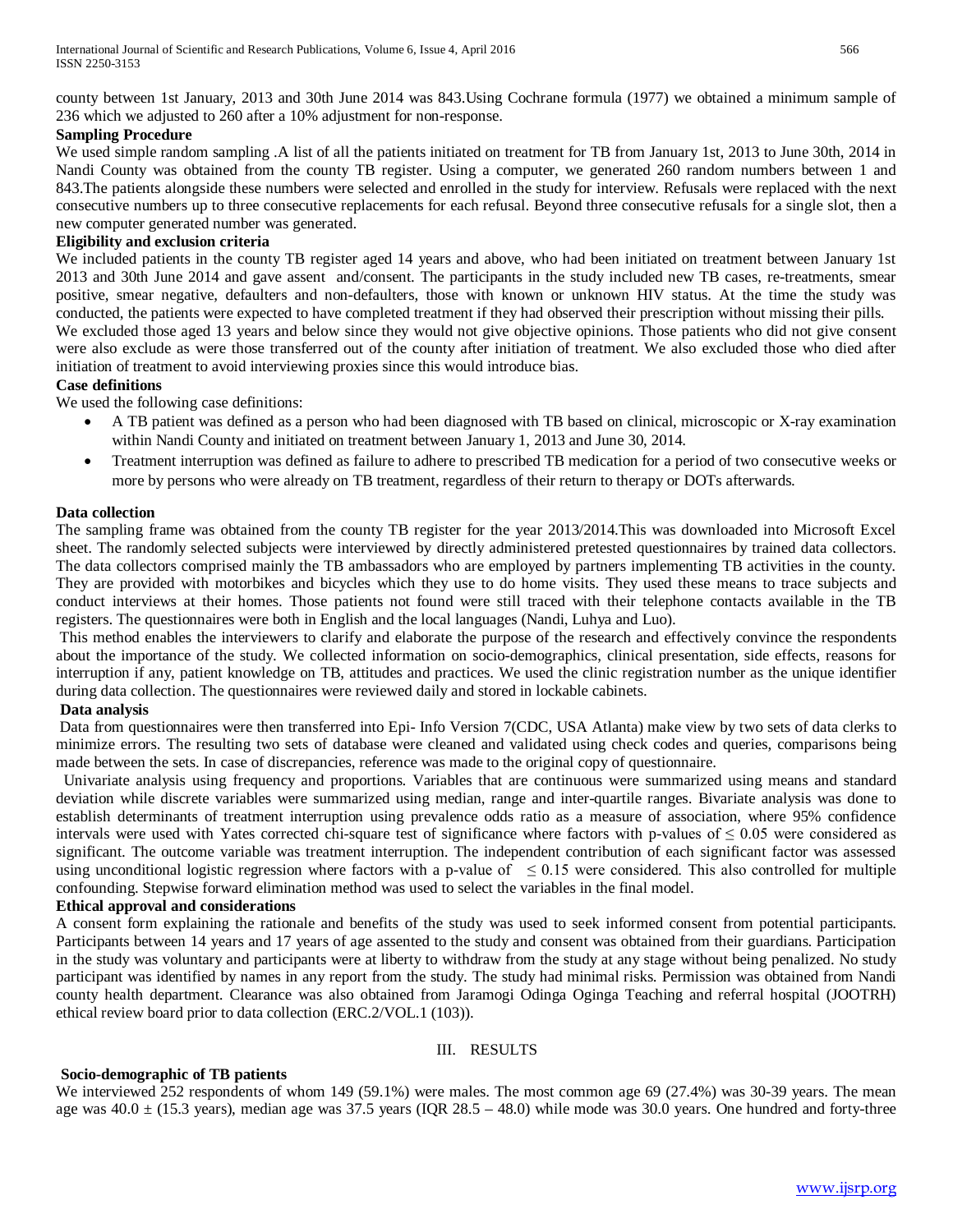county between 1st January, 2013 and 30th June 2014 was 843.Using Cochrane formula (1977) we obtained a minimum sample of 236 which we adjusted to 260 after a 10% adjustment for non-response.

**Sampling Procedure**

We used simple random sampling .A list of all the patients initiated on treatment for TB from January 1st, 2013 to June 30th, 2014 in Nandi County was obtained from the county TB register. Using a computer, we generated 260 random numbers between 1 and 843.The patients alongside these numbers were selected and enrolled in the study for interview. Refusals were replaced with the next consecutive numbers up to three consecutive replacements for each refusal. Beyond three consecutive refusals for a single slot, then a new computer generated number was generated.

**Eligibility and exclusion criteria**

We included patients in the county TB register aged 14 years and above, who had been initiated on treatment between January 1st 2013 and 30th June 2014 and gave assent and/consent. The participants in the study included new TB cases, re-treatments, smear positive, smear negative, defaulters and non-defaulters, those with known or unknown HIV status. At the time the study was conducted, the patients were expected to have completed treatment if they had observed their prescription without missing their pills.

We excluded those aged 13 years and below since they would not give objective opinions. Those patients who did not give consent were also exclude as were those transferred out of the county after initiation of treatment. We also excluded those who died after initiation of treatment to avoid interviewing proxies since this would introduce bias.

**Case definitions**

We used the following case definitions:

- A TB patient was defined as a person who had been diagnosed with TB based on clinical, microscopic or X-ray examination within Nandi County and initiated on treatment between January 1, 2013 and June 30, 2014.
- Treatment interruption was defined as failure to adhere to prescribed TB medication for a period of two consecutive weeks or more by persons who were already on TB treatment, regardless of their return to therapy or DOTs afterwards.

**Data collection**

The sampling frame was obtained from the county TB register for the year 2013/2014.This was downloaded into Microsoft Excel sheet. The randomly selected subjects were interviewed by directly administered pretested questionnaires by trained data collectors. The data collectors comprised mainly the TB ambassadors who are employed by partners implementing TB activities in the county. They are provided with motorbikes and bicycles which they use to do home visits. They used these means to trace subjects and conduct interviews at their homes. Those patients not found were still traced with their telephone contacts available in the TB registers. The questionnaires were both in English and the local languages (Nandi, Luhya and Luo).

This method enables the interviewers to clarify and elaborate the purpose of the research and effectively convince the respondents about the importance of the study. We collected information on socio-demographics, clinical presentation, side effects, reasons for interruption if any, patient knowledge on TB, attitudes and practices. We used the clinic registration number as the unique identifier during data collection. The questionnaires were reviewed daily and stored in lockable cabinets.

**Data analysis**

Data from questionnaires were then transferred into Epi- Info Version 7(CDC, USA Atlanta) make view by two sets of data clerks to minimize errors. The resulting two sets of database were cleaned and validated using check codes and queries, comparisons being made between the sets. In case of discrepancies, reference was made to the original copy of questionnaire.

Univariate analysis using frequency and proportions. Variables that are continuous were summarized using means and standard deviation while discrete variables were summarized using median, range and inter-quartile ranges. Bivariate analysis was done to establish determinants of treatment interruption using prevalence odds ratio as a measure of association, where 95% confidence intervals were used with Yates corrected chi-square test of significance where factors with p-values of $\leq 0.05$ were considered as significant. The outcome variable was treatment interruption. The independent contribution of each significant factor was assessed using unconditional logistic regression where factors with a p-value of $\leq 0.15$ were considered. This also controlled for multiple confounding. Stepwise forward elimination method was used to select the variables in the final model.

**Ethical approval and considerations**

A consent form explaining the rationale and benefits of the study was used to seek informed consent from potential participants. Participants between 14 years and 17 years of age assented to the study and consent was obtained from their guardians. Participation in the study was voluntary and participants were at liberty to withdraw from the study at any stage without being penalized. No study participant was identified by names in any report from the study. The study had minimal risks. Permission was obtained from Nandi county health department. Clearance was also obtained from Jaramogi Odinga Oginga Teaching and referral hospital (JOOTRH) ethical review board prior to data collection (ERC.2/VOL.1 (103)).

## III. RESULTS

**Socio-demographic of TB patients**

We interviewed 252 respondents of whom 149 (59.1%) were males. The most common age 69 (27.4%) was 30-39 years. The mean age was 40.0 ± (15.3 years), median age was 37.5 years (IQR 28.5 – 48.0) while mode was 30.0 years. One hundred and forty-three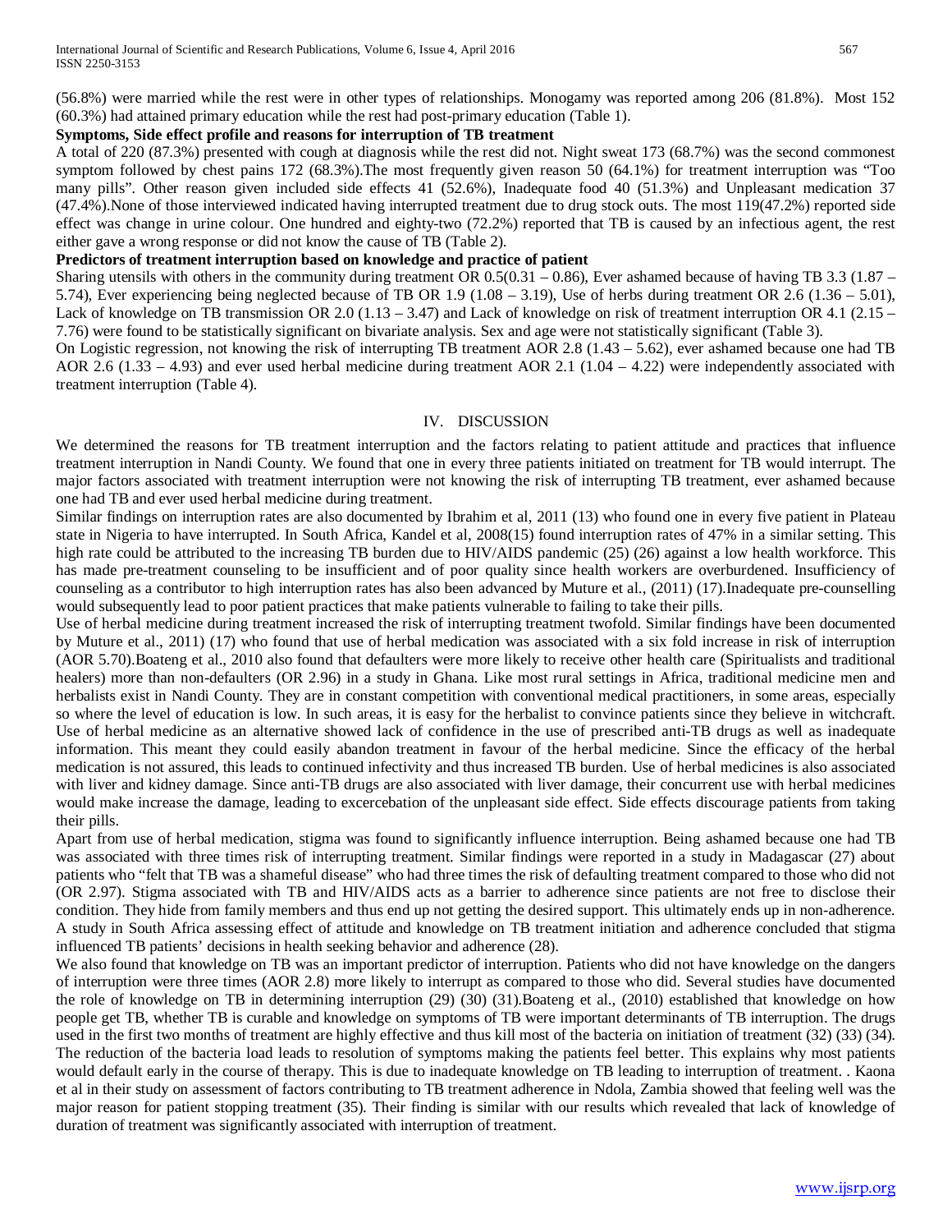(56.8%) were married while the rest were in other types of relationships. Monogamy was reported among 206 (81.8%). Most 152 (60.3%) had attained primary education while the rest had post-primary education (Table 1).

**Symptoms, Side effect profile and reasons for interruption of TB treatment**

A total of 220 (87.3%) presented with cough at diagnosis while the rest did not. Night sweat 173 (68.7%) was the second commonest symptom followed by chest pains 172 (68.3%).The most frequently given reason 50 (64.1%) for treatment interruption was "Too many pills". Other reason given included side effects 41 (52.6%), Inadequate food 40 (51.3%) and Unpleasant medication 37 (47.4%).None of those interviewed indicated having interrupted treatment due to drug stock outs. The most 119(47.2%) reported side effect was change in urine colour. One hundred and eighty-two (72.2%) reported that TB is caused by an infectious agent, the rest either gave a wrong response or did not know the cause of TB (Table 2).

**Predictors of treatment interruption based on knowledge and practice of patient**

Sharing utensils with others in the community during treatment OR 0.5(0.31 – 0.86), Ever ashamed because of having TB 3.3 (1.87 – 5.74), Ever experiencing being neglected because of TB OR 1.9 (1.08 – 3.19), Use of herbs during treatment OR 2.6 (1.36 – 5.01), Lack of knowledge on TB transmission OR 2.0 (1.13 – 3.47) and Lack of knowledge on risk of treatment interruption OR 4.1 (2.15 – 7.76) were found to be statistically significant on bivariate analysis. Sex and age were not statistically significant (Table 3).

On Logistic regression, not knowing the risk of interrupting TB treatment AOR 2.8 (1.43 – 5.62), ever ashamed because one had TB AOR 2.6 (1.33 – 4.93) and ever used herbal medicine during treatment AOR 2.1 (1.04 – 4.22) were independently associated with treatment interruption (Table 4).

## IV. DISCUSSION

We determined the reasons for TB treatment interruption and the factors relating to patient attitude and practices that influence treatment interruption in Nandi County. We found that one in every three patients initiated on treatment for TB would interrupt. The major factors associated with treatment interruption were not knowing the risk of interrupting TB treatment, ever ashamed because one had TB and ever used herbal medicine during treatment.

Similar findings on interruption rates are also documented by Ibrahim et al, 2011 (13) who found one in every five patient in Plateau state in Nigeria to have interrupted. In South Africa, Kandel et al, 2008(15) found interruption rates of 47% in a similar setting. This high rate could be attributed to the increasing TB burden due to HIV/AIDS pandemic (25) (26) against a low health workforce. This has made pre-treatment counseling to be insufficient and of poor quality since health workers are overburdened. Insufficiency of counseling as a contributor to high interruption rates has also been advanced by Muture et al., (2011) (17).Inadequate pre-counselling would subsequently lead to poor patient practices that make patients vulnerable to failing to take their pills.

Use of herbal medicine during treatment increased the risk of interrupting treatment twofold. Similar findings have been documented by Muture et al., 2011) (17) who found that use of herbal medication was associated with a six fold increase in risk of interruption (AOR 5.70).Boateng et al., 2010 also found that defaulters were more likely to receive other health care (Spiritualists and traditional healers) more than non-defaulters (OR 2.96) in a study in Ghana. Like most rural settings in Africa, traditional medicine men and herbalists exist in Nandi County. They are in constant competition with conventional medical practitioners, in some areas, especially so where the level of education is low. In such areas, it is easy for the herbalist to convince patients since they believe in witchcraft. Use of herbal medicine as an alternative showed lack of confidence in the use of prescribed anti-TB drugs as well as inadequate information. This meant they could easily abandon treatment in favour of the herbal medicine. Since the efficacy of the herbal medication is not assured, this leads to continued infectivity and thus increased TB burden. Use of herbal medicines is also associated with liver and kidney damage. Since anti-TB drugs are also associated with liver damage, their concurrent use with herbal medicines would make increase the damage, leading to excercebation of the unpleasant side effect. Side effects discourage patients from taking their pills.

Apart from use of herbal medication, stigma was found to significantly influence interruption. Being ashamed because one had TB was associated with three times risk of interrupting treatment. Similar findings were reported in a study in Madagascar (27) about patients who "felt that TB was a shameful disease" who had three times the risk of defaulting treatment compared to those who did not (OR 2.97). Stigma associated with TB and HIV/AIDS acts as a barrier to adherence since patients are not free to disclose their condition. They hide from family members and thus end up not getting the desired support. This ultimately ends up in non-adherence. A study in South Africa assessing effect of attitude and knowledge on TB treatment initiation and adherence concluded that stigma influenced TB patients' decisions in health seeking behavior and adherence (28).

We also found that knowledge on TB was an important predictor of interruption. Patients who did not have knowledge on the dangers of interruption were three times (AOR 2.8) more likely to interrupt as compared to those who did. Several studies have documented the role of knowledge on TB in determining interruption (29) (30) (31).Boateng et al., (2010) established that knowledge on how people get TB, whether TB is curable and knowledge on symptoms of TB were important determinants of TB interruption. The drugs used in the first two months of treatment are highly effective and thus kill most of the bacteria on initiation of treatment (32) (33) (34). The reduction of the bacteria load leads to resolution of symptoms making the patients feel better. This explains why most patients would default early in the course of therapy. This is due to inadequate knowledge on TB leading to interruption of treatment. . Kaona et al in their study on assessment of factors contributing to TB treatment adherence in Ndola, Zambia showed that feeling well was the major reason for patient stopping treatment (35). Their finding is similar with our results which revealed that lack of knowledge of duration of treatment was significantly associated with interruption of treatment.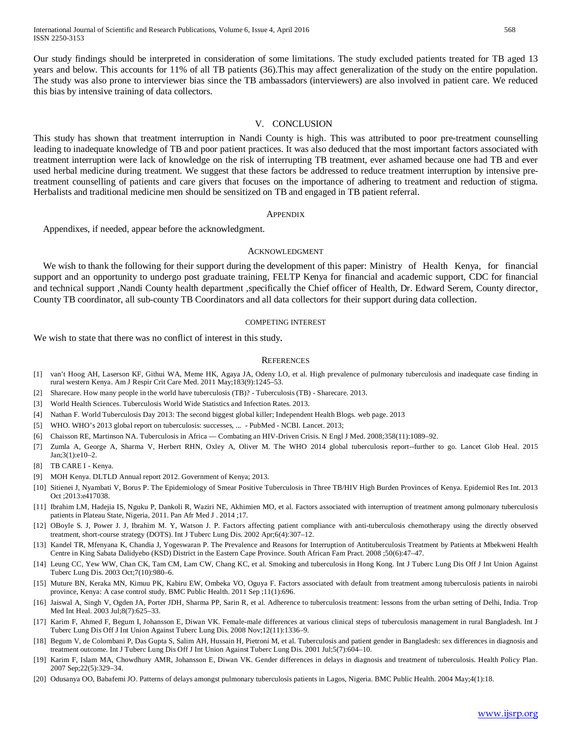Our study findings should be interpreted in consideration of some limitations. The study excluded patients treated for TB aged 13 years and below. This accounts for 11% of all TB patients (36).This may affect generalization of the study on the entire population. The study was also prone to interviewer bias since the TB ambassadors (interviewers) are also involved in patient care. We reduced this bias by intensive training of data collectors.

## V. Conclusion

This study has shown that treatment interruption in Nandi County is high. This was attributed to poor pre-treatment counselling leading to inadequate knowledge of TB and poor patient practices. It was also deduced that the most important factors associated with treatment interruption were lack of knowledge on the risk of interrupting TB treatment, ever ashamed because one had TB and ever used herbal medicine during treatment. We suggest that these factors be addressed to reduce treatment interruption by intensive pre-treatment counselling of patients and care givers that focuses on the importance of adhering to treatment and reduction of stigma. Herbalists and traditional medicine men should be sensitized on TB and engaged in TB patient referral.

## Appendix

Appendixes, if needed, appear before the acknowledgment.

## Acknowledgment

We wish to thank the following for their support during the development of this paper: Ministry of Health Kenya, for financial support and an opportunity to undergo post graduate training, FELTP Kenya for financial and academic support, CDC for financial and technical support ,Nandi County health department ,specifically the Chief officer of Health, Dr. Edward Serem, County director, County TB coordinator, all sub-county TB Coordinators and all data collectors for their support during data collection.

## Competing Interest

We wish to state that there was no conflict of interest in this study**.**

## References

[1] van't Hoog AH, Laserson KF, Githui WA, Meme HK, Agaya JA, Odeny LO, et al. High prevalence of pulmonary tuberculosis and inadequate case finding in rural western Kenya. Am J Respir Crit Care Med. 2011 May;183(9):1245–53.

[2] Sharecare. How many people in the world have tuberculosis (TB)? - Tuberculosis (TB) - Sharecare. 2013.

[3] World Health Sciences. Tuberculosis World Wide Statistics and Infection Rates. 2013.

[4] Nathan F. World Tuberculosis Day 2013: The second biggest global killer; Independent Health Blogs. web page. 2013

[5] WHO. WHO's 2013 global report on tuberculosis: successes, ... - PubMed - NCBI. Lancet. 2013;

[6] Chaisson RE, Martinson NA. Tuberculosis in Africa — Combating an HIV-Driven Crisis. N Engl J Med. 2008;358(11):1089–92.

[7] Zumla A, George A, Sharma V, Herbert RHN, Oxley A, Oliver M. The WHO 2014 global tuberculosis report--further to go. Lancet Glob Heal. 2015 Jan;3(1):e10–2.

[8] TB CARE I - Kenya.

[9] MOH Kenya. DLTLD Annual report 2012. Government of Kenya; 2013.

[10] Sitienei J, Nyambati V, Borus P. The Epidemiology of Smear Positive Tuberculosis in Three TB/HIV High Burden Provinces of Kenya. Epidemiol Res Int. 2013 Oct ;2013:e417038.

[11] Ibrahim LM, Hadejia IS, Nguku P, Dankoli R, Waziri NE, Akhimien MO, et al. Factors associated with interruption of treatment among pulmonary tuberculosis patients in Plateau State, Nigeria, 2011. Pan Afr Med J . 2014 ;17.

[12] OBoyle S. J, Power J. J, Ibrahim M. Y, Watson J. P. Factors affecting patient compliance with anti-tuberculosis chemotherapy using the directly observed treatment, short-course strategy (DOTS). Int J Tuberc Lung Dis. 2002 Apr;6(4):307–12.

[13] Kandel TR, Mfenyana K, Chandia J, Yogeswaran P. The Prevalence and Reasons for Interruption of Antituberculosis Treatment by Patients at Mbekweni Health Centre in King Sabata Dalidyebo (KSD) District in the Eastern Cape Province. South African Fam Pract. 2008 ;50(6):47–47.

[14] Leung CC, Yew WW, Chan CK, Tam CM, Lam CW, Chang KC, et al. Smoking and tuberculosis in Hong Kong. Int J Tuberc Lung Dis Off J Int Union Against Tuberc Lung Dis. 2003 Oct;7(10):980–6.

[15] Muture BN, Keraka MN, Kimuu PK, Kabiru EW, Ombeka VO, Oguya F. Factors associated with default from treatment among tuberculosis patients in nairobi province, Kenya: A case control study. BMC Public Health. 2011 Sep ;11(1):696.

[16] Jaiswal A, Singh V, Ogden JA, Porter JDH, Sharma PP, Sarin R, et al. Adherence to tuberculosis treatment: lessons from the urban setting of Delhi, India. Trop Med Int Heal. 2003 Jul;8(7):625–33.

[17] Karim F, Ahmed F, Begum I, Johansson E, Diwan VK. Female-male differences at various clinical steps of tuberculosis management in rural Bangladesh. Int J Tuberc Lung Dis Off J Int Union Against Tuberc Lung Dis. 2008 Nov;12(11):1336–9.

[18] Begum V, de Colombani P, Das Gupta S, Salim AH, Hussain H, Pietroni M, et al. Tuberculosis and patient gender in Bangladesh: sex differences in diagnosis and treatment outcome. Int J Tuberc Lung Dis Off J Int Union Against Tuberc Lung Dis. 2001 Jul;5(7):604–10.

[19] Karim F, Islam MA, Chowdhury AMR, Johansson E, Diwan VK. Gender differences in delays in diagnosis and treatment of tuberculosis. Health Policy Plan. 2007 Sep;22(5):329–34.

[20] Odusanya OO, Babafemi JO. Patterns of delays amongst pulmonary tuberculosis patients in Lagos, Nigeria. BMC Public Health. 2004 May;4(1):18.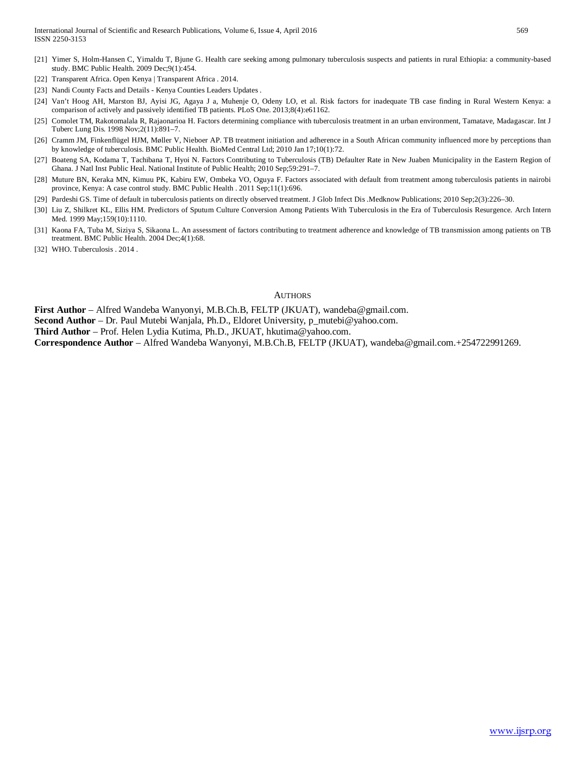[21] Yimer S, Holm-Hansen C, Yimaldu T, Bjune G. Health care seeking among pulmonary tuberculosis suspects and patients in rural Ethiopia: a community-based study. BMC Public Health. 2009 Dec;9(1):454.

[22] Transparent Africa. Open Kenya | Transparent Africa . 2014.

[23] Nandi County Facts and Details - Kenya Counties Leaders Updates .

[24] Van't Hoog AH, Marston BJ, Ayisi JG, Agaya J a, Muhenje O, Odeny LO, et al. Risk factors for inadequate TB case finding in Rural Western Kenya: a comparison of actively and passively identified TB patients. PLoS One. 2013;8(4):e61162.

[25] Comolet TM, Rakotomalala R, Rajaonarioa H. Factors determining compliance with tuberculosis treatment in an urban environment, Tamatave, Madagascar. Int J Tuberc Lung Dis. 1998 Nov;2(11):891–7.

[26] Cramm JM, Finkenflügel HJM, Møller V, Nieboer AP. TB treatment initiation and adherence in a South African community influenced more by perceptions than by knowledge of tuberculosis. BMC Public Health. BioMed Central Ltd; 2010 Jan 17;10(1):72.

[27] Boateng SA, Kodama T, Tachibana T, Hyoi N. Factors Contributing to Tuberculosis (TB) Defaulter Rate in New Juaben Municipality in the Eastern Region of Ghana. J Natl Inst Public Heal. National Institute of Public Health; 2010 Sep;59:291–7.

[28] Muture BN, Keraka MN, Kimuu PK, Kabiru EW, Ombeka VO, Oguya F. Factors associated with default from treatment among tuberculosis patients in nairobi province, Kenya: A case control study. BMC Public Health . 2011 Sep;11(1):696.

[29] Pardeshi GS. Time of default in tuberculosis patients on directly observed treatment. J Glob Infect Dis .Medknow Publications; 2010 Sep;2(3):226–30.

[30] Liu Z, Shilkret KL, Ellis HM. Predictors of Sputum Culture Conversion Among Patients With Tuberculosis in the Era of Tuberculosis Resurgence. Arch Intern Med. 1999 May;159(10):1110.

[31] Kaona FA, Tuba M, Siziya S, Sikaona L. An assessment of factors contributing to treatment adherence and knowledge of TB transmission among patients on TB treatment. BMC Public Health. 2004 Dec;4(1):68.

[32] WHO. Tuberculosis . 2014 .

## Authors

**First Author** – Alfred Wandeba Wanyonyi, M.B.Ch.B, FELTP (JKUAT), wandeba@gmail.com.

**Second Author** – Dr. Paul Mutebi Wanjala, Ph.D., Eldoret University, p_mutebi@yahoo.com.

**Third Author** – Prof. Helen Lydia Kutima, Ph.D., JKUAT, hkutima@yahoo.com.

**Correspondence Author** – Alfred Wandeba Wanyonyi, M.B.Ch.B, FELTP (JKUAT), wandeba@gmail.com.+254722991269.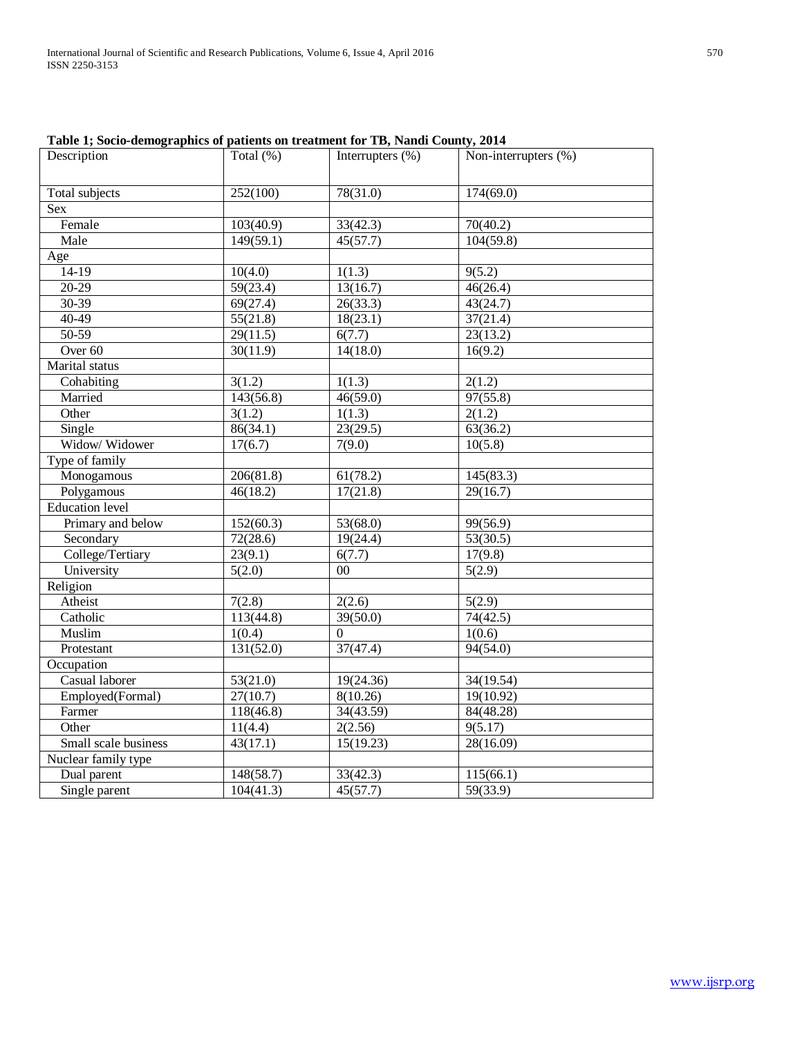**Table 1; Socio-demographics of patients on treatment for TB, Nandi County, 2014**

| Description | Total (%) | Interrupters (%) | Non-interrupters (%) |
|---|---|---|---|
| Total subjects | 252(100) | 78(31.0) | 174(69.0) |
| Sex | | | |
| Female | 103(40.9) | 33(42.3) | 70(40.2) |
| Male | 149(59.1) | 45(57.7) | 104(59.8) |
| Age | | | |
| 14-19 | 10(4.0) | 1(1.3) | 9(5.2) |
| 20-29 | 59(23.4) | 13(16.7) | 46(26.4) |
| 30-39 | 69(27.4) | 26(33.3) | 43(24.7) |
| 40-49 | 55(21.8) | 18(23.1) | 37(21.4) |
| 50-59 | 29(11.5) | 6(7.7) | 23(13.2) |
| Over 60 | 30(11.9) | 14(18.0) | 16(9.2) |
| Marital status | | | |
| Cohabiting | 3(1.2) | 1(1.3) | 2(1.2) |
| Married | 143(56.8) | 46(59.0) | 97(55.8) |
| Other | 3(1.2) | 1(1.3) | 2(1.2) |
| Single | 86(34.1) | 23(29.5) | 63(36.2) |
| Widow/ Widower | 17(6.7) | 7(9.0) | 10(5.8) |
| Type of family | | | |
| Monogamous | 206(81.8) | 61(78.2) | 145(83.3) |
| Polygamous | 46(18.2) | 17(21.8) | 29(16.7) |
| Education level | | | |
| Primary and below | 152(60.3) | 53(68.0) | 99(56.9) |
| Secondary | 72(28.6) | 19(24.4) | 53(30.5) |
| College/Tertiary | 23(9.1) | 6(7.7) | 17(9.8) |
| University | 5(2.0) | 00 | 5(2.9) |
| Religion | | | |
| Atheist | 7(2.8) | 2(2.6) | 5(2.9) |
| Catholic | 113(44.8) | 39(50.0) | 74(42.5) |
| Muslim | 1(0.4) | 0 | 1(0.6) |
| Protestant | 131(52.0) | 37(47.4) | 94(54.0) |
| Occupation | | | |
| Casual laborer | 53(21.0) | 19(24.36) | 34(19.54) |
| Employed(Formal) | 27(10.7) | 8(10.26) | 19(10.92) |
| Farmer | 118(46.8) | 34(43.59) | 84(48.28) |
| Other | 11(4.4) | 2(2.56) | 9(5.17) |
| Small scale business | 43(17.1) | 15(19.23) | 28(16.09) |
| Nuclear family type | | | |
| Dual parent | 148(58.7) | 33(42.3) | 115(66.1) |
| Single parent | 104(41.3) | 45(57.7) | 59(33.9) |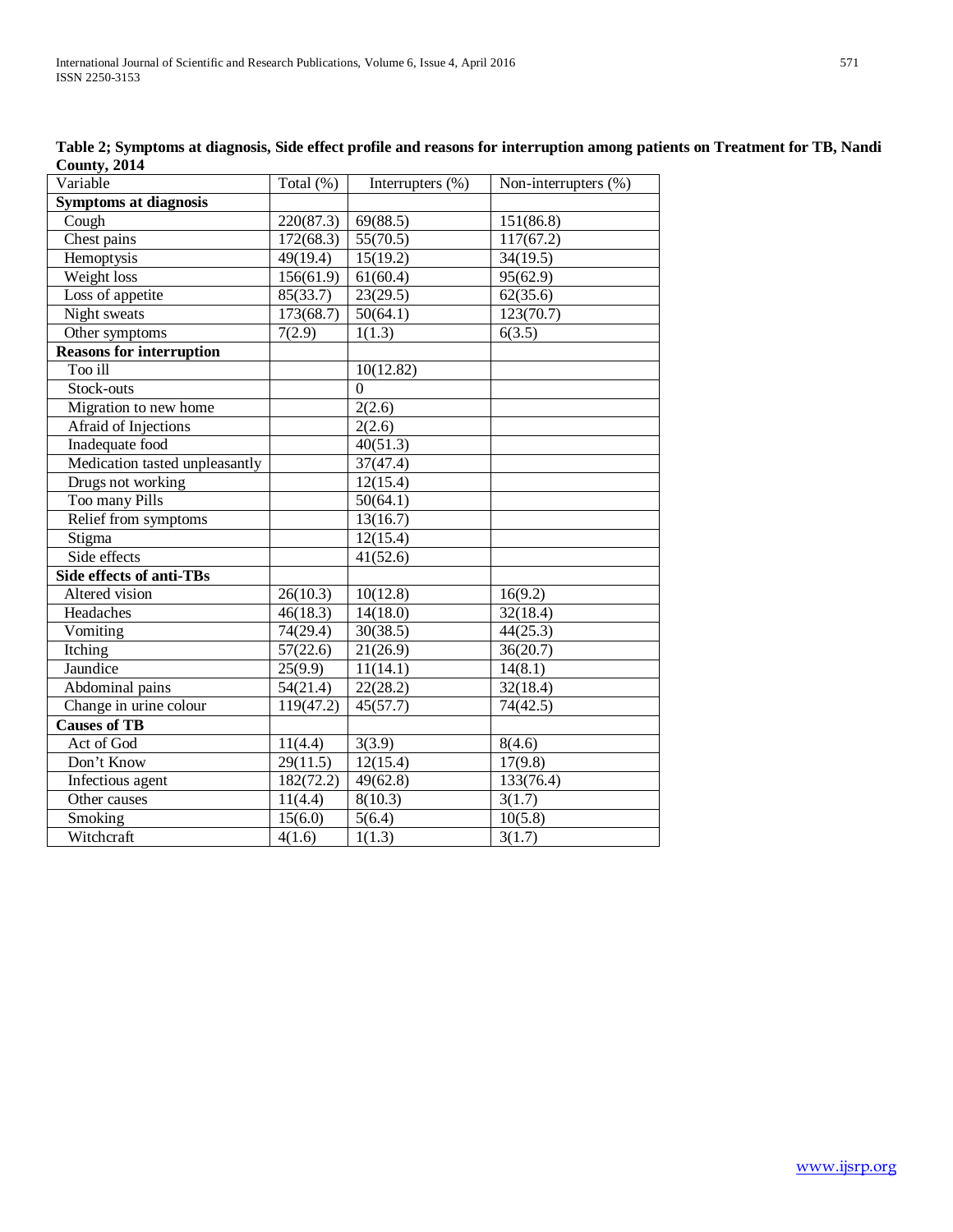**Table 2; Symptoms at diagnosis, Side effect profile and reasons for interruption among patients on Treatment for TB, Nandi County, 2014**

| Variable | Total (%) | Interrupters (%) | Non-interrupters (%) |
|---|---|---|---|
| **Symptoms at diagnosis** | | | |
| Cough | 220(87.3) | 69(88.5) | 151(86.8) |
| Chest pains | 172(68.3) | 55(70.5) | 117(67.2) |
| Hemoptysis | 49(19.4) | 15(19.2) | 34(19.5) |
| Weight loss | 156(61.9) | 61(60.4) | 95(62.9) |
| Loss of appetite | 85(33.7) | 23(29.5) | 62(35.6) |
| Night sweats | 173(68.7) | 50(64.1) | 123(70.7) |
| Other symptoms | 7(2.9) | 1(1.3) | 6(3.5) |
| **Reasons for interruption** | | | |
| Too ill | | 10(12.82) | |
| Stock-outs | | 0 | |
| Migration to new home | | 2(2.6) | |
| Afraid of Injections | | 2(2.6) | |
| Inadequate food | | 40(51.3) | |
| Medication tasted unpleasantly | | 37(47.4) | |
| Drugs not working | | 12(15.4) | |
| Too many Pills | | 50(64.1) | |
| Relief from symptoms | | 13(16.7) | |
| Stigma | | 12(15.4) | |
| Side effects | | 41(52.6) | |
| **Side effects of anti-TBs** | | | |
| Altered vision | 26(10.3) | 10(12.8) | 16(9.2) |
| Headaches | 46(18.3) | 14(18.0) | 32(18.4) |
| Vomiting | 74(29.4) | 30(38.5) | 44(25.3) |
| Itching | 57(22.6) | 21(26.9) | 36(20.7) |
| Jaundice | 25(9.9) | 11(14.1) | 14(8.1) |
| Abdominal pains | 54(21.4) | 22(28.2) | 32(18.4) |
| Change in urine colour | 119(47.2) | 45(57.7) | 74(42.5) |
| **Causes of TB** | | | |
| Act of God | 11(4.4) | 3(3.9) | 8(4.6) |
| Don't Know | 29(11.5) | 12(15.4) | 17(9.8) |
| Infectious agent | 182(72.2) | 49(62.8) | 133(76.4) |
| Other causes | 11(4.4) | 8(10.3) | 3(1.7) |
| Smoking | 15(6.0) | 5(6.4) | 10(5.8) |
| Witchcraft | 4(1.6) | 1(1.3) | 3(1.7) |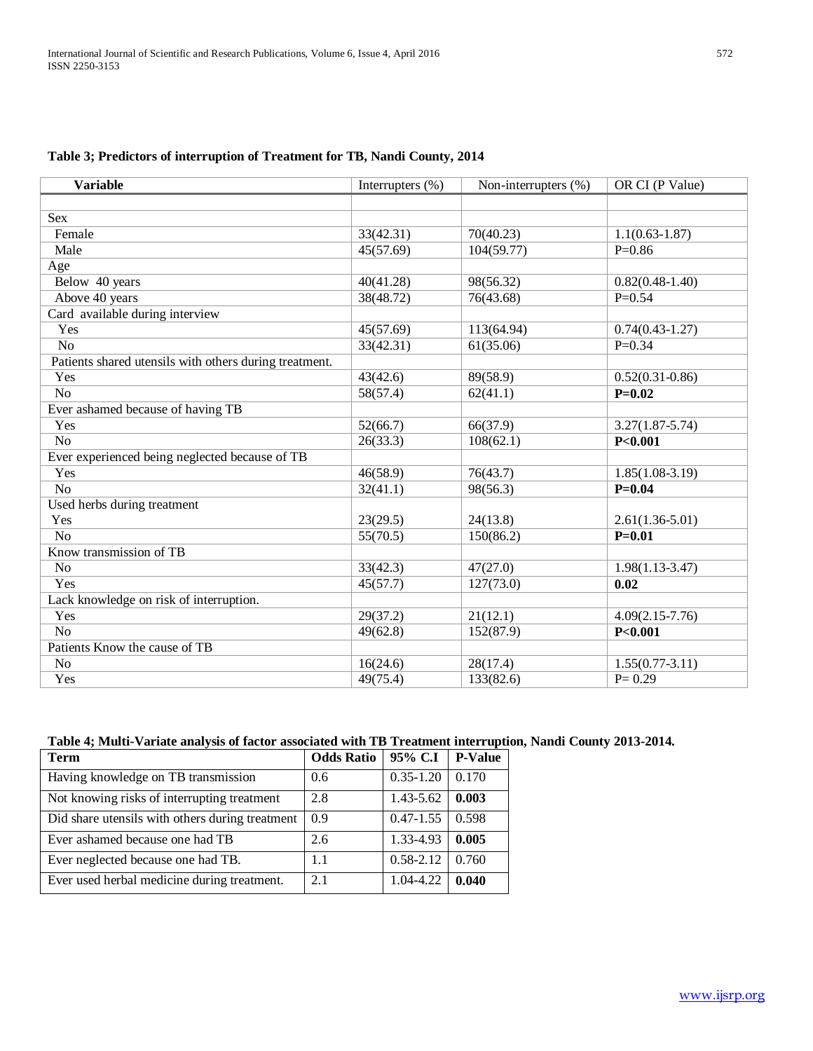**Table 3; Predictors of interruption of Treatment for TB, Nandi County, 2014**

| Variable | Interrupters (%) | Non-interrupters (%) | OR CI (P Value) |
|---|---|---|---|
| | | | |
| Sex | | | |
| Female | 33(42.31) | 70(40.23) | 1.1(0.63-1.87) |
| Male | 45(57.69) | 104(59.77) | P=0.86 |
| Age | | | |
| Below 40 years | 40(41.28) | 98(56.32) | 0.82(0.48-1.40) |
| Above 40 years | 38(48.72) | 76(43.68) | P=0.54 |
| Card available during interview | | | |
| Yes | 45(57.69) | 113(64.94) | 0.74(0.43-1.27) |
| No | 33(42.31) | 61(35.06) | P=0.34 |
| Patients shared utensils with others during treatment. | | | |
| Yes | 43(42.6) | 89(58.9) | 0.52(0.31-0.86) |
| No | 58(57.4) | 62(41.1) | **P=0.02** |
| Ever ashamed because of having TB | | | |
| Yes | 52(66.7) | 66(37.9) | 3.27(1.87-5.74) |
| No | 26(33.3) | 108(62.1) | **P<0.001** |
| Ever experienced being neglected because of TB | | | |
| Yes | 46(58.9) | 76(43.7) | 1.85(1.08-3.19) |
| No | 32(41.1) | 98(56.3) | **P=0.04** |
| Used herbs during treatment | | | |
| Yes | 23(29.5) | 24(13.8) | 2.61(1.36-5.01) |
| No | 55(70.5) | 150(86.2) | **P=0.01** |
| Know transmission of TB | | | |
| No | 33(42.3) | 47(27.0) | 1.98(1.13-3.47) |
| Yes | 45(57.7) | 127(73.0) | **0.02** |
| Lack knowledge on risk of interruption. | | | |
| Yes | 29(37.2) | 21(12.1) | 4.09(2.15-7.76) |
| No | 49(62.8) | 152(87.9) | **P<0.001** |
| Patients Know the cause of TB | | | |
| No | 16(24.6) | 28(17.4) | 1.55(0.77-3.11) |
| Yes | 49(75.4) | 133(82.6) | P= 0.29 |

**Table 4; Multi-Variate analysis of factor associated with TB Treatment interruption, Nandi County 2013-2014.**

| Term | Odds Ratio | 95% C.I | P-Value |
|---|---|---|---|
| Having knowledge on TB transmission | 0.6 | 0.35-1.20 | 0.170 |
| Not knowing risks of interrupting treatment | 2.8 | 1.43-5.62 | **0.003** |
| Did share utensils with others during treatment | 0.9 | 0.47-1.55 | 0.598 |
| Ever ashamed because one had TB | 2.6 | 1.33-4.93 | **0.005** |
| Ever neglected because one had TB. | 1.1 | 0.58-2.12 | 0.760 |
| Ever used herbal medicine during treatment. | 2.1 | 1.04-4.22 | **0.040** |